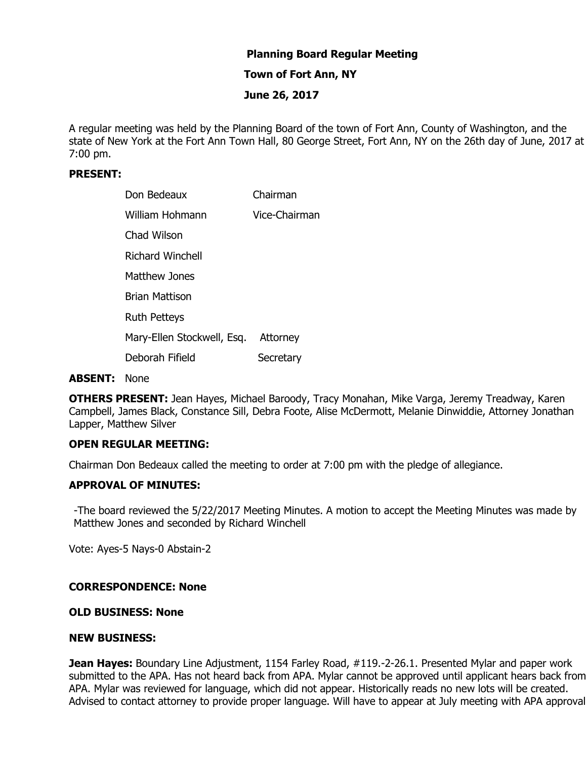**Planning Board Regular Meeting**

**Town of Fort Ann, NY**

**June 26, 2017**

A regular meeting was held by the Planning Board of the town of Fort Ann, County of Washington, and the state of New York at the Fort Ann Town Hall, 80 George Street, Fort Ann, NY on the 26th day of June, 2017 at 7:00 pm.

**PRESENT:**

| | |
|---|---|
| Don Bedeaux | Chairman |
| William Hohmann | Vice-Chairman |
| Chad Wilson | |
| Richard Winchell | |
| Matthew Jones | |
| Brian Mattison | |
| Ruth Petteys | |
| Mary-Ellen Stockwell, Esq. | Attorney |
| Deborah Fifield | Secretary |

**ABSENT:** None

**OTHERS PRESENT:** Jean Hayes, Michael Baroody, Tracy Monahan, Mike Varga, Jeremy Treadway, Karen Campbell, James Black, Constance Sill, Debra Foote, Alise McDermott, Melanie Dinwiddie, Attorney Jonathan Lapper, Matthew Silver

**OPEN REGULAR MEETING:**

Chairman Don Bedeaux called the meeting to order at 7:00 pm with the pledge of allegiance.

**APPROVAL OF MINUTES:**

-The board reviewed the 5/22/2017 Meeting Minutes. A motion to accept the Meeting Minutes was made by Matthew Jones and seconded by Richard Winchell

Vote: Ayes-5 Nays-0 Abstain-2

**CORRESPONDENCE: None**

**OLD BUSINESS: None**

**NEW BUSINESS:**

**Jean Hayes:** Boundary Line Adjustment, 1154 Farley Road, #119.-2-26.1. Presented Mylar and paper work submitted to the APA. Has not heard back from APA. Mylar cannot be approved until applicant hears back from APA. Mylar was reviewed for language, which did not appear. Historically reads no new lots will be created. Advised to contact attorney to provide proper language. Will have to appear at July meeting with APA approval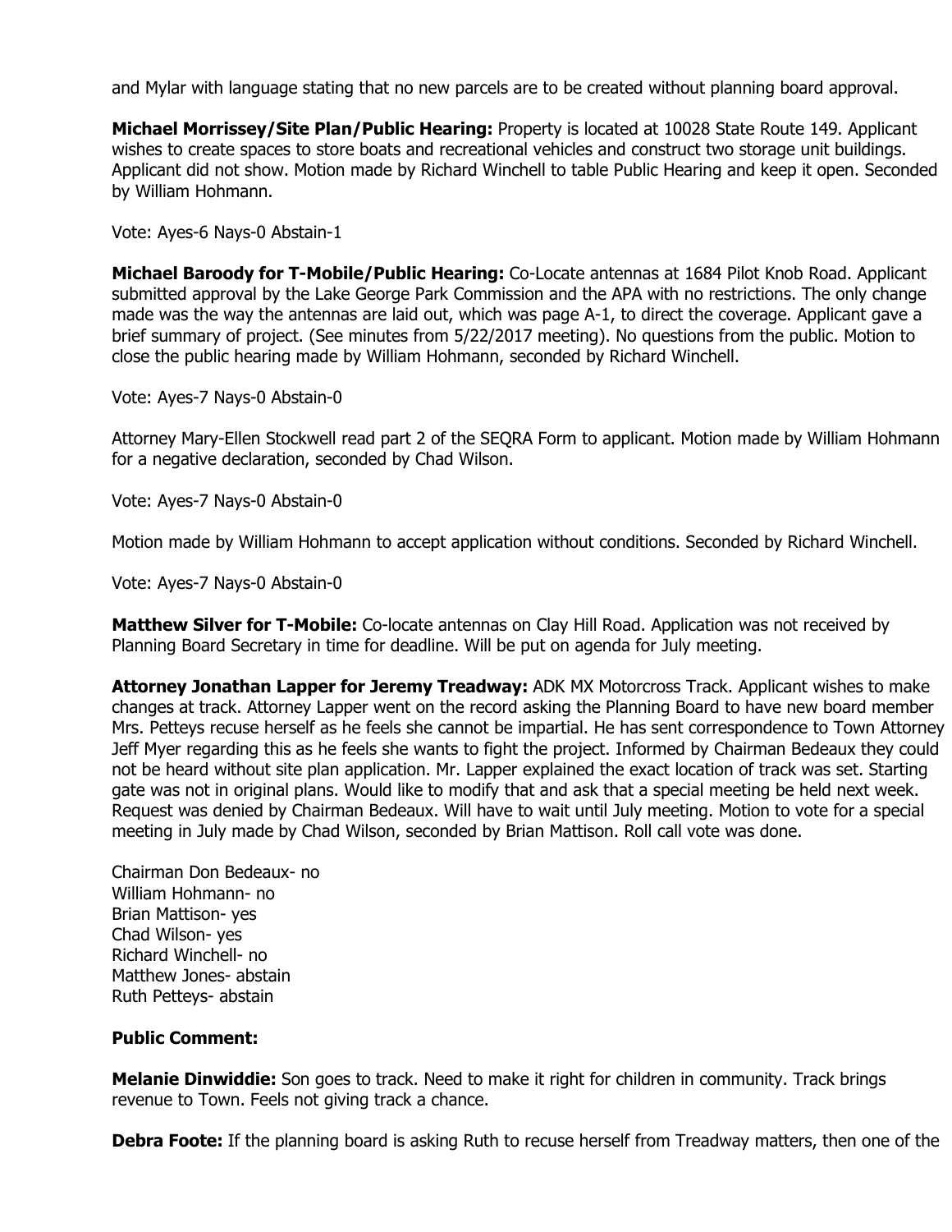and Mylar with language stating that no new parcels are to be created without planning board approval.

**Michael Morrissey/Site Plan/Public Hearing:** Property is located at 10028 State Route 149. Applicant wishes to create spaces to store boats and recreational vehicles and construct two storage unit buildings. Applicant did not show. Motion made by Richard Winchell to table Public Hearing and keep it open. Seconded by William Hohmann.

Vote: Ayes-6 Nays-0 Abstain-1

**Michael Baroody for T-Mobile/Public Hearing:** Co-Locate antennas at 1684 Pilot Knob Road. Applicant submitted approval by the Lake George Park Commission and the APA with no restrictions. The only change made was the way the antennas are laid out, which was page A-1, to direct the coverage. Applicant gave a brief summary of project. (See minutes from 5/22/2017 meeting). No questions from the public. Motion to close the public hearing made by William Hohmann, seconded by Richard Winchell.

Vote: Ayes-7 Nays-0 Abstain-0

Attorney Mary-Ellen Stockwell read part 2 of the SEQRA Form to applicant. Motion made by William Hohmann for a negative declaration, seconded by Chad Wilson.

Vote: Ayes-7 Nays-0 Abstain-0

Motion made by William Hohmann to accept application without conditions. Seconded by Richard Winchell.

Vote: Ayes-7 Nays-0 Abstain-0

**Matthew Silver for T-Mobile:** Co-locate antennas on Clay Hill Road. Application was not received by Planning Board Secretary in time for deadline. Will be put on agenda for July meeting.

**Attorney Jonathan Lapper for Jeremy Treadway:** ADK MX Motorcross Track. Applicant wishes to make changes at track. Attorney Lapper went on the record asking the Planning Board to have new board member Mrs. Petteys recuse herself as he feels she cannot be impartial. He has sent correspondence to Town Attorney Jeff Myer regarding this as he feels she wants to fight the project. Informed by Chairman Bedeaux they could not be heard without site plan application. Mr. Lapper explained the exact location of track was set. Starting gate was not in original plans. Would like to modify that and ask that a special meeting be held next week. Request was denied by Chairman Bedeaux. Will have to wait until July meeting. Motion to vote for a special meeting in July made by Chad Wilson, seconded by Brian Mattison. Roll call vote was done.

Chairman Don Bedeaux- no
William Hohmann- no
Brian Mattison- yes
Chad Wilson- yes
Richard Winchell- no
Matthew Jones- abstain
Ruth Petteys- abstain

**Public Comment:**

**Melanie Dinwiddie:** Son goes to track. Need to make it right for children in community. Track brings revenue to Town. Feels not giving track a chance.

**Debra Foote:** If the planning board is asking Ruth to recuse herself from Treadway matters, then one of the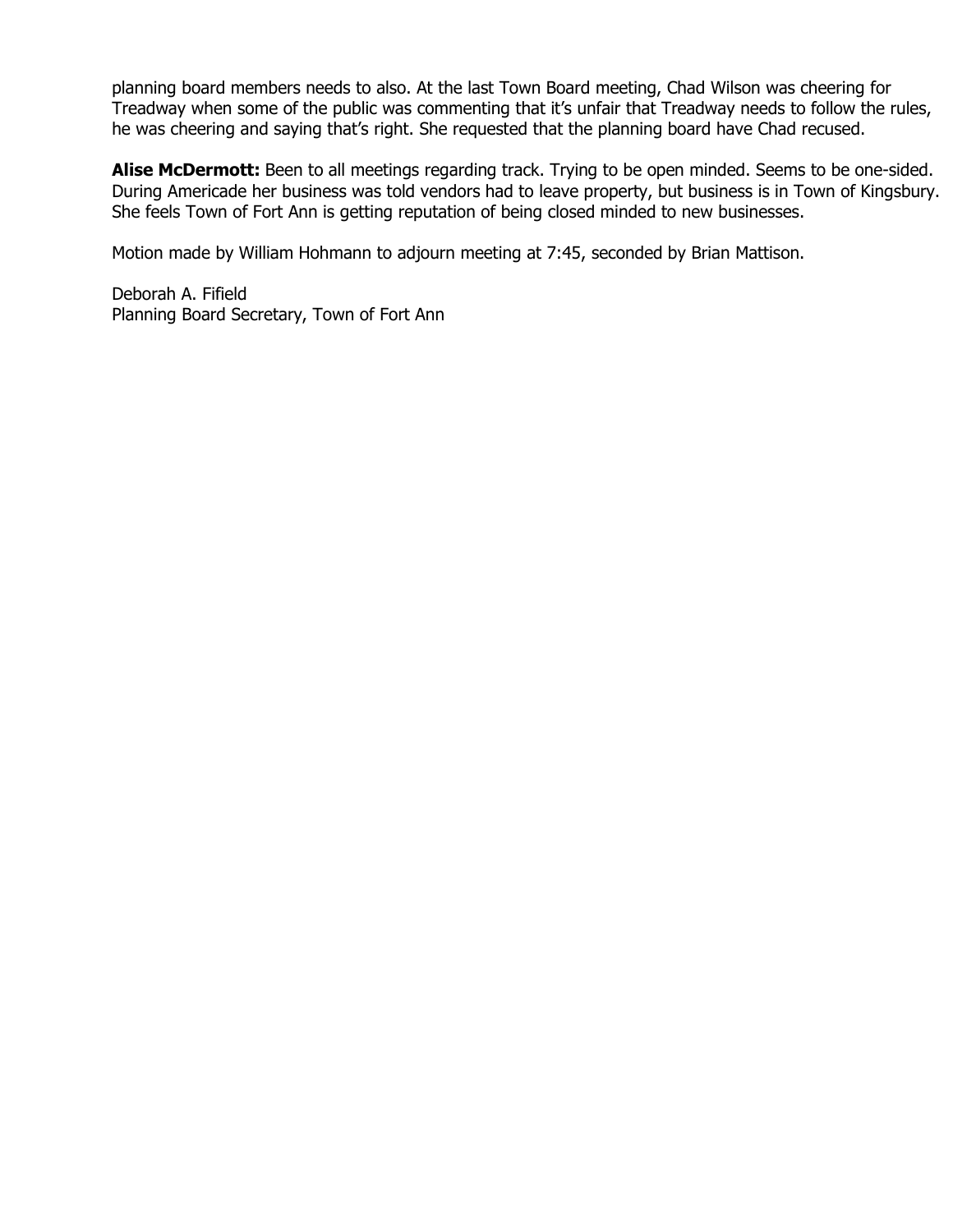planning board members needs to also. At the last Town Board meeting, Chad Wilson was cheering for Treadway when some of the public was commenting that it's unfair that Treadway needs to follow the rules, he was cheering and saying that's right. She requested that the planning board have Chad recused.

**Alise McDermott:** Been to all meetings regarding track. Trying to be open minded. Seems to be one-sided. During Americade her business was told vendors had to leave property, but business is in Town of Kingsbury. She feels Town of Fort Ann is getting reputation of being closed minded to new businesses.

Motion made by William Hohmann to adjourn meeting at 7:45, seconded by Brian Mattison.

Deborah A. Fifield
Planning Board Secretary, Town of Fort Ann